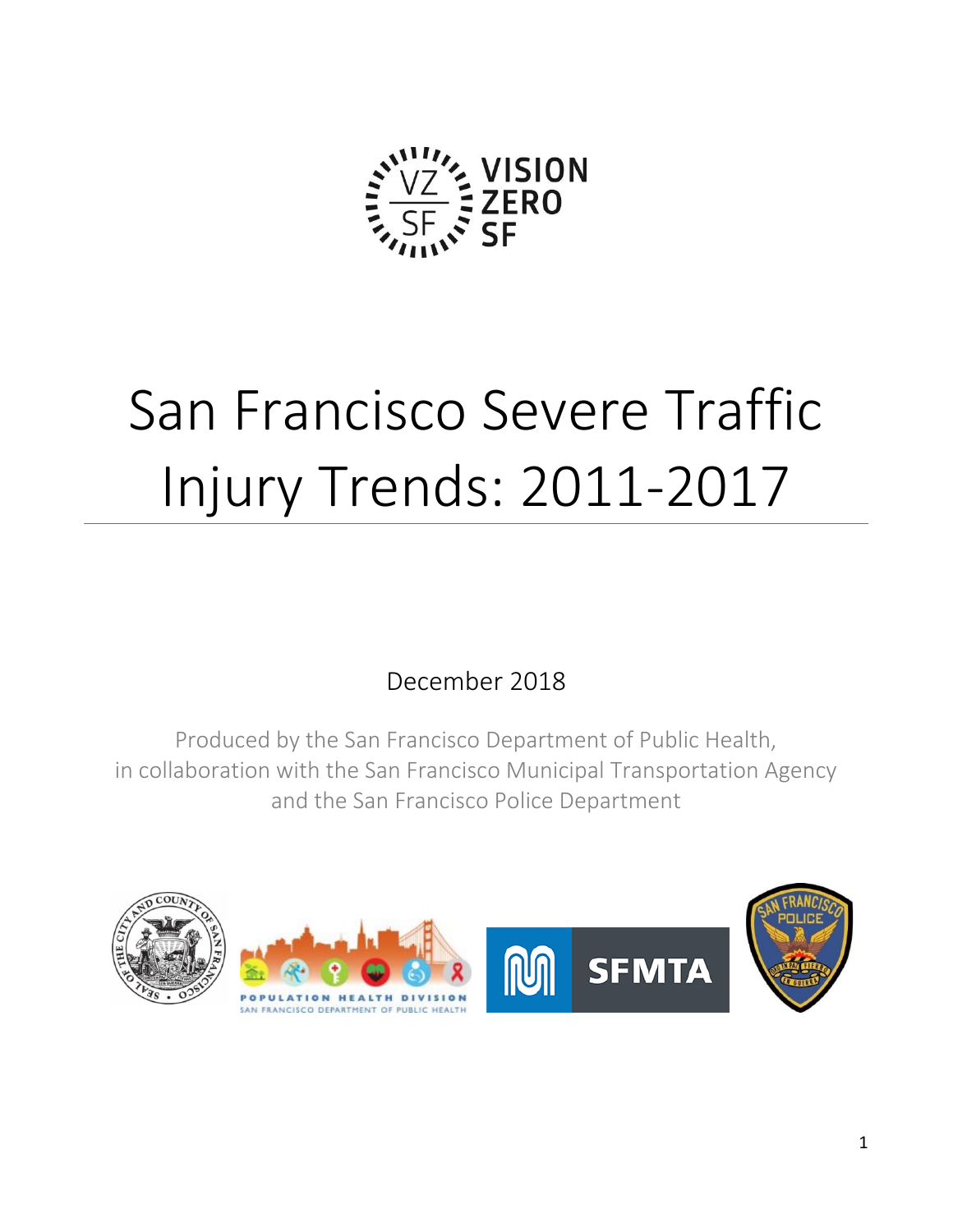VISION ZERO SF

# San Francisco Severe Traffic Injury Trends: 2011-2017

December 2018

Produced by the San Francisco Department of Public Health,
in collaboration with the San Francisco Municipal Transportation Agency
and the San Francisco Police Department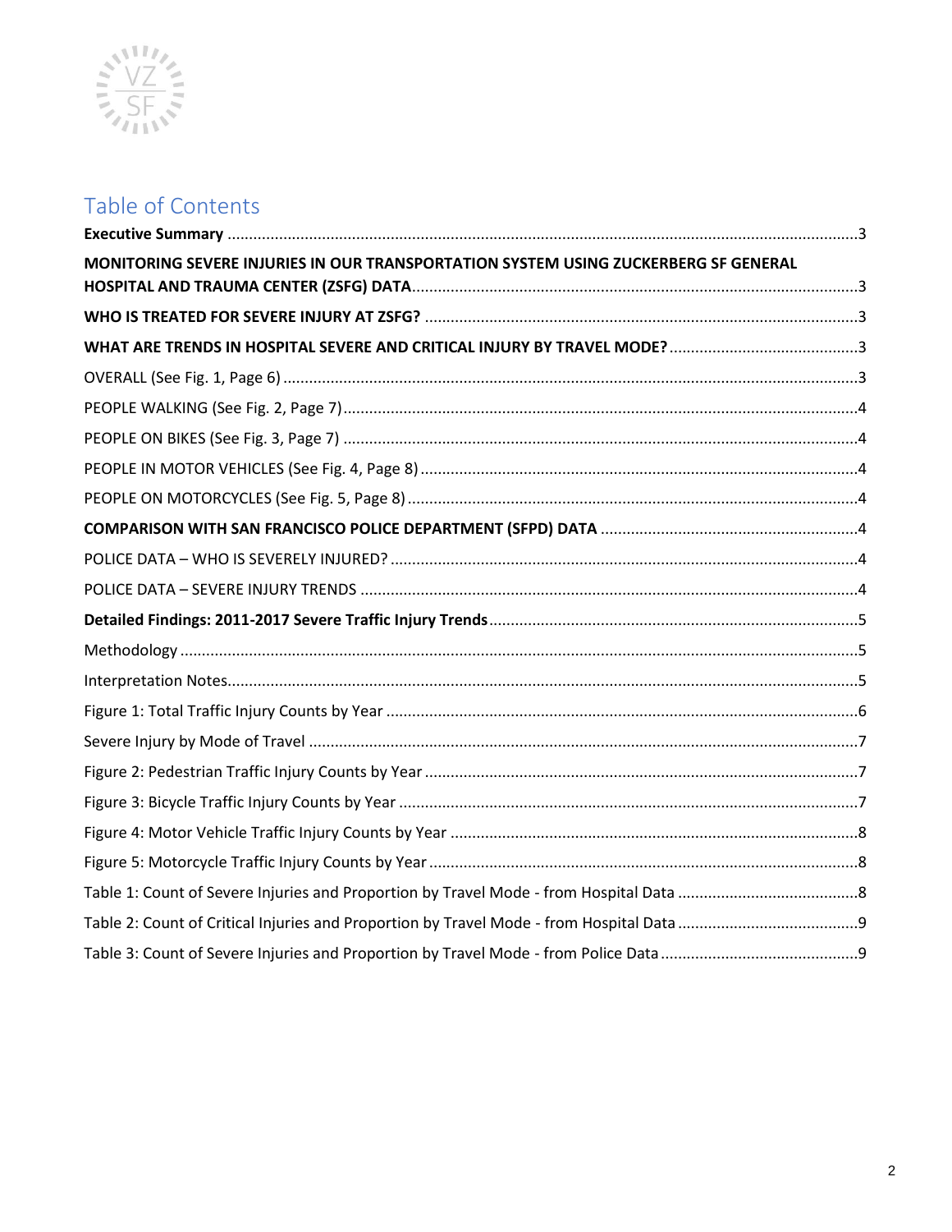# Table of Contents

**Executive Summary** ....................................................................................................... 3

**MONITORING SEVERE INJURIES IN OUR TRANSPORTATION SYSTEM USING ZUCKERBERG SF GENERAL HOSPITAL AND TRAUMA CENTER (ZSFG) DATA** ....................................................................... 3

**WHO IS TREATED FOR SEVERE INJURY AT ZSFG?** ........................................................................ 3

**WHAT ARE TRENDS IN HOSPITAL SEVERE AND CRITICAL INJURY BY TRAVEL MODE?** ............................ 3

OVERALL (See Fig. 1, Page 6) ........................................................................................... 3

PEOPLE WALKING (See Fig. 2, Page 7) .................................................................................. 4

PEOPLE ON BIKES (See Fig. 3, Page 7) .................................................................................. 4

PEOPLE IN MOTOR VEHICLES (See Fig. 4, Page 8) ........................................................................ 4

PEOPLE ON MOTORCYCLES (See Fig. 5, Page 8) .......................................................................... 4

**COMPARISON WITH SAN FRANCISCO POLICE DEPARTMENT (SFPD) DATA** ............................................ 4

POLICE DATA – WHO IS SEVERELY INJURED? ............................................................................. 4

POLICE DATA – SEVERE INJURY TRENDS .................................................................................. 4

**Detailed Findings: 2011-2017 Severe Traffic Injury Trends** .......................................................... 5

Methodology ................................................................................................................. 5

Interpretation Notes ....................................................................................................... 5

Figure 1: Total Traffic Injury Counts by Year ........................................................................... 6

Severe Injury by Mode of Travel ......................................................................................... 7

Figure 2: Pedestrian Traffic Injury Counts by Year ..................................................................... 7

Figure 3: Bicycle Traffic Injury Counts by Year ........................................................................ 7

Figure 4: Motor Vehicle Traffic Injury Counts by Year .................................................................. 8

Figure 5: Motorcycle Traffic Injury Counts by Year ..................................................................... 8

Table 1: Count of Severe Injuries and Proportion by Travel Mode - from Hospital Data ................................. 8

Table 2: Count of Critical Injuries and Proportion by Travel Mode - from Hospital Data ............................... 9

Table 3: Count of Severe Injuries and Proportion by Travel Mode - from Police Data ................................... 9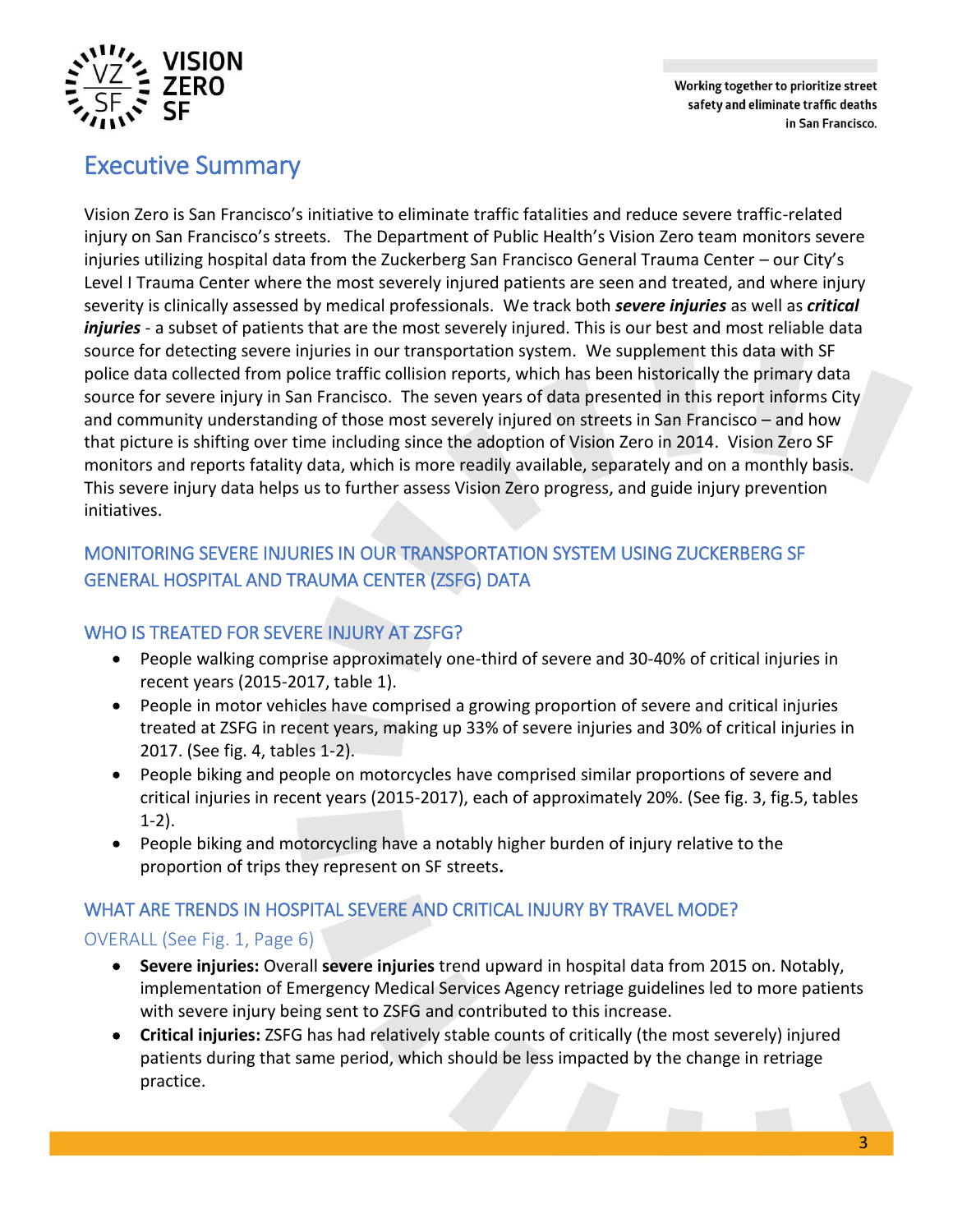# Executive Summary

Vision Zero is San Francisco's initiative to eliminate traffic fatalities and reduce severe traffic-related injury on San Francisco's streets. The Department of Public Health's Vision Zero team monitors severe injuries utilizing hospital data from the Zuckerberg San Francisco General Trauma Center – our City's Level I Trauma Center where the most severely injured patients are seen and treated, and where injury severity is clinically assessed by medical professionals. We track both ***severe injuries*** as well as ***critical injuries*** - a subset of patients that are the most severely injured. This is our best and most reliable data source for detecting severe injuries in our transportation system. We supplement this data with SF police data collected from police traffic collision reports, which has been historically the primary data source for severe injury in San Francisco. The seven years of data presented in this report informs City and community understanding of those most severely injured on streets in San Francisco – and how that picture is shifting over time including since the adoption of Vision Zero in 2014. Vision Zero SF monitors and reports fatality data, which is more readily available, separately and on a monthly basis. This severe injury data helps us to further assess Vision Zero progress, and guide injury prevention initiatives.

## MONITORING SEVERE INJURIES IN OUR TRANSPORTATION SYSTEM USING ZUCKERBERG SF GENERAL HOSPITAL AND TRAUMA CENTER (ZSFG) DATA

### WHO IS TREATED FOR SEVERE INJURY AT ZSFG?

- People walking comprise approximately one-third of severe and 30-40% of critical injuries in recent years (2015-2017, table 1).
- People in motor vehicles have comprised a growing proportion of severe and critical injuries treated at ZSFG in recent years, making up 33% of severe injuries and 30% of critical injuries in 2017. (See fig. 4, tables 1-2).
- People biking and people on motorcycles have comprised similar proportions of severe and critical injuries in recent years (2015-2017), each of approximately 20%. (See fig. 3, fig.5, tables 1-2).
- People biking and motorcycling have a notably higher burden of injury relative to the proportion of trips they represent on SF streets.

### WHAT ARE TRENDS IN HOSPITAL SEVERE AND CRITICAL INJURY BY TRAVEL MODE?

#### OVERALL (See Fig. 1, Page 6)

- **Severe injuries:** Overall **severe injuries** trend upward in hospital data from 2015 on. Notably, implementation of Emergency Medical Services Agency retriage guidelines led to more patients with severe injury being sent to ZSFG and contributed to this increase.
- **Critical injuries:** ZSFG has had relatively stable counts of critically (the most severely) injured patients during that same period, which should be less impacted by the change in retriage practice.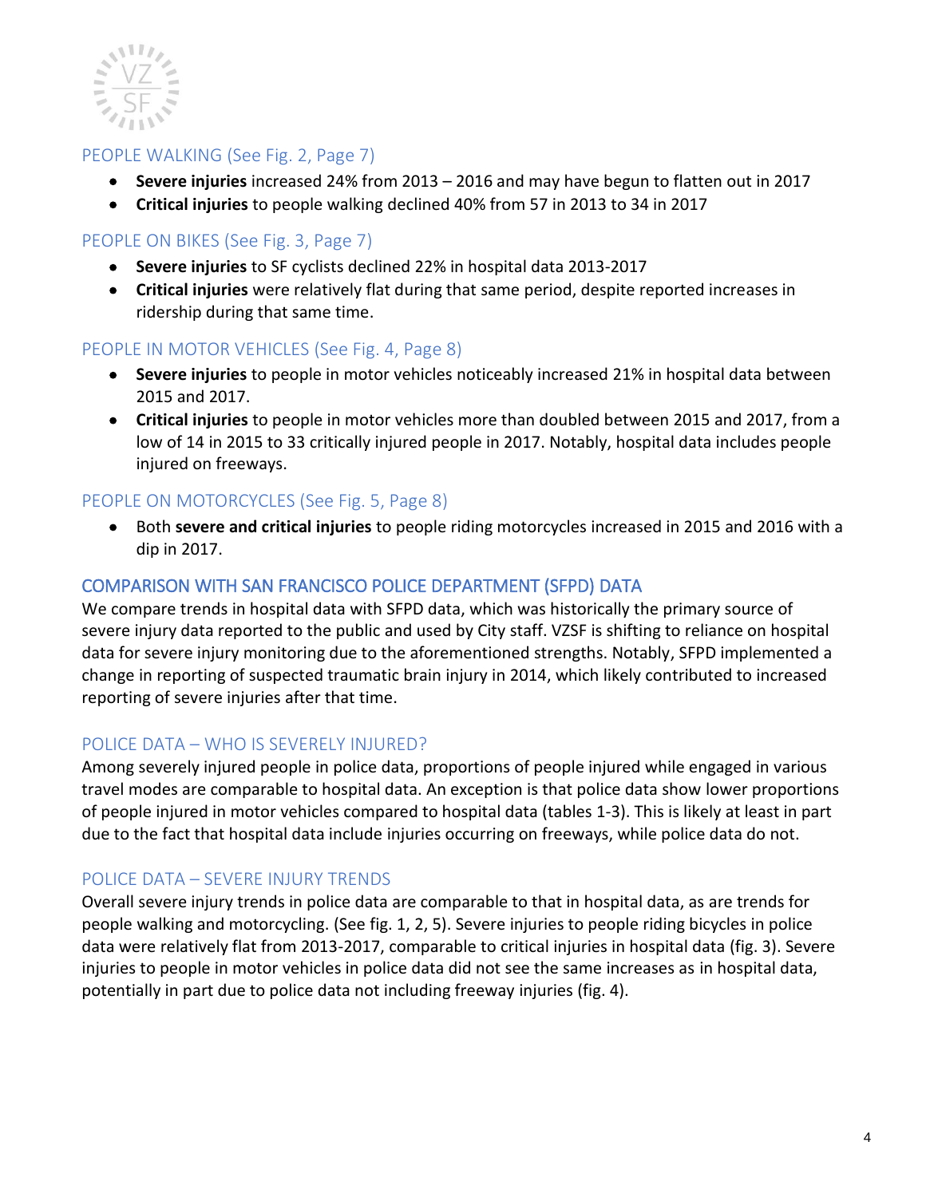## PEOPLE WALKING (See Fig. 2, Page 7)

- **Severe injuries** increased 24% from 2013 – 2016 and may have begun to flatten out in 2017
- **Critical injuries** to people walking declined 40% from 57 in 2013 to 34 in 2017

## PEOPLE ON BIKES (See Fig. 3, Page 7)

- **Severe injuries** to SF cyclists declined 22% in hospital data 2013-2017
- **Critical injuries** were relatively flat during that same period, despite reported increases in ridership during that same time.

## PEOPLE IN MOTOR VEHICLES (See Fig. 4, Page 8)

- **Severe injuries** to people in motor vehicles noticeably increased 21% in hospital data between 2015 and 2017.
- **Critical injuries** to people in motor vehicles more than doubled between 2015 and 2017, from a low of 14 in 2015 to 33 critically injured people in 2017. Notably, hospital data includes people injured on freeways.

## PEOPLE ON MOTORCYCLES (See Fig. 5, Page 8)

- Both **severe and critical injuries** to people riding motorcycles increased in 2015 and 2016 with a dip in 2017.

## COMPARISON WITH SAN FRANCISCO POLICE DEPARTMENT (SFPD) DATA

We compare trends in hospital data with SFPD data, which was historically the primary source of severe injury data reported to the public and used by City staff. VZSF is shifting to reliance on hospital data for severe injury monitoring due to the aforementioned strengths. Notably, SFPD implemented a change in reporting of suspected traumatic brain injury in 2014, which likely contributed to increased reporting of severe injuries after that time.

## POLICE DATA – WHO IS SEVERELY INJURED?

Among severely injured people in police data, proportions of people injured while engaged in various travel modes are comparable to hospital data. An exception is that police data show lower proportions of people injured in motor vehicles compared to hospital data (tables 1-3). This is likely at least in part due to the fact that hospital data include injuries occurring on freeways, while police data do not.

## POLICE DATA – SEVERE INJURY TRENDS

Overall severe injury trends in police data are comparable to that in hospital data, as are trends for people walking and motorcycling. (See fig. 1, 2, 5). Severe injuries to people riding bicycles in police data were relatively flat from 2013-2017, comparable to critical injuries in hospital data (fig. 3). Severe injuries to people in motor vehicles in police data did not see the same increases as in hospital data, potentially in part due to police data not including freeway injuries (fig. 4).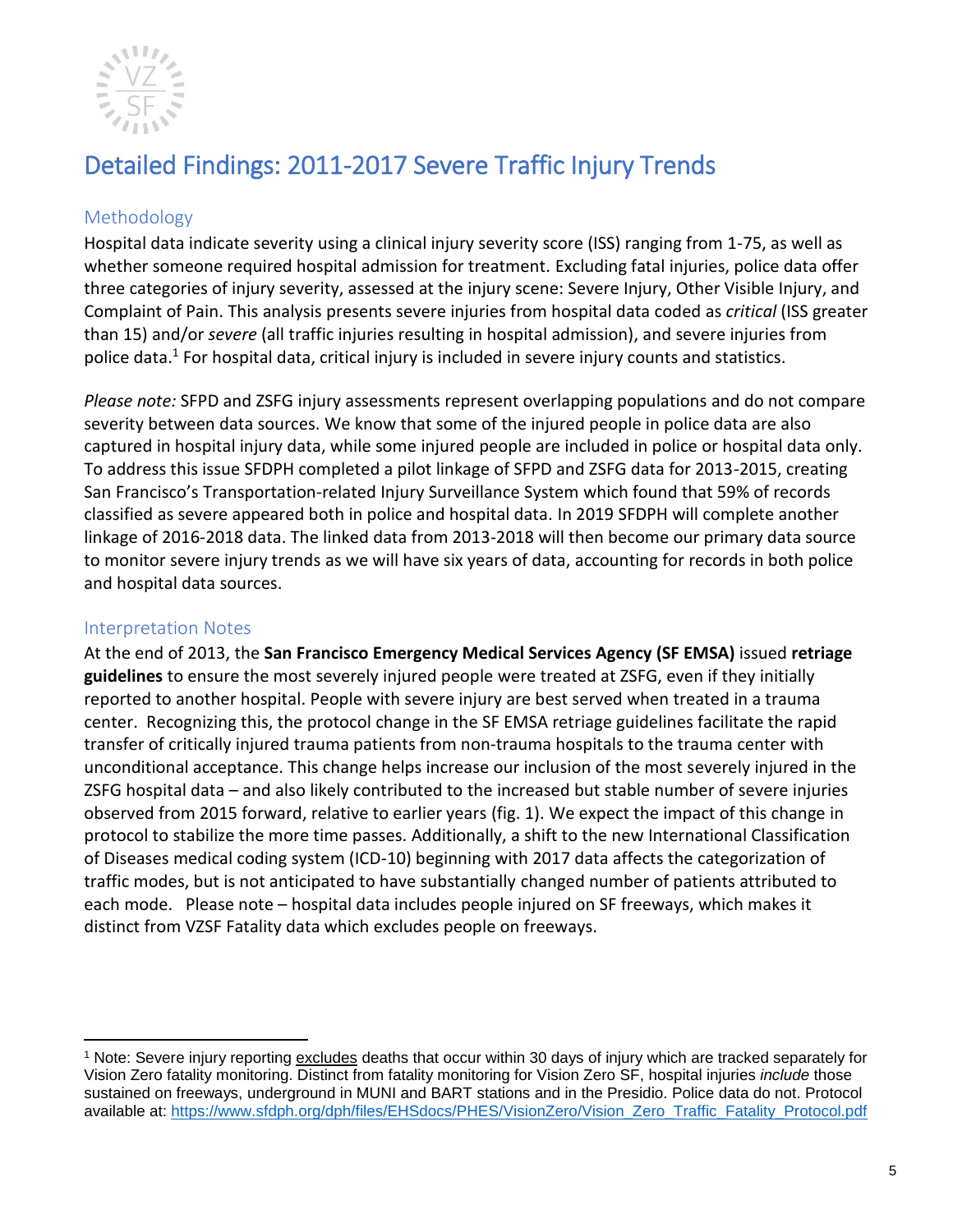# Detailed Findings: 2011-2017 Severe Traffic Injury Trends

## Methodology

Hospital data indicate severity using a clinical injury severity score (ISS) ranging from 1-75, as well as whether someone required hospital admission for treatment. Excluding fatal injuries, police data offer three categories of injury severity, assessed at the injury scene: Severe Injury, Other Visible Injury, and Complaint of Pain. This analysis presents severe injuries from hospital data coded as *critical* (ISS greater than 15) and/or *severe* (all traffic injuries resulting in hospital admission), and severe injuries from police data.[1] For hospital data, critical injury is included in severe injury counts and statistics.

*Please note:* SFPD and ZSFG injury assessments represent overlapping populations and do not compare severity between data sources. We know that some of the injured people in police data are also captured in hospital injury data, while some injured people are included in police or hospital data only. To address this issue SFDPH completed a pilot linkage of SFPD and ZSFG data for 2013-2015, creating San Francisco's Transportation-related Injury Surveillance System which found that 59% of records classified as severe appeared both in police and hospital data. In 2019 SFDPH will complete another linkage of 2016-2018 data. The linked data from 2013-2018 will then become our primary data source to monitor severe injury trends as we will have six years of data, accounting for records in both police and hospital data sources.

## Interpretation Notes

At the end of 2013, the **San Francisco Emergency Medical Services Agency (SF EMSA)** issued **retriage guidelines** to ensure the most severely injured people were treated at ZSFG, even if they initially reported to another hospital. People with severe injury are best served when treated in a trauma center. Recognizing this, the protocol change in the SF EMSA retriage guidelines facilitate the rapid transfer of critically injured trauma patients from non-trauma hospitals to the trauma center with unconditional acceptance. This change helps increase our inclusion of the most severely injured in the ZSFG hospital data – and also likely contributed to the increased but stable number of severe injuries observed from 2015 forward, relative to earlier years (fig. 1). We expect the impact of this change in protocol to stabilize the more time passes. Additionally, a shift to the new International Classification of Diseases medical coding system (ICD-10) beginning with 2017 data affects the categorization of traffic modes, but is not anticipated to have substantially changed number of patients attributed to each mode. Please note – hospital data includes people injured on SF freeways, which makes it distinct from VZSF Fatality data which excludes people on freeways.

---

[1] Note: Severe injury reporting excludes deaths that occur within 30 days of injury which are tracked separately for Vision Zero fatality monitoring. Distinct from fatality monitoring for Vision Zero SF, hospital injuries *include* those sustained on freeways, underground in MUNI and BART stations and in the Presidio. Police data do not. Protocol available at: https://www.sfdph.org/dph/files/EHSdocs/PHES/VisionZero/Vision_Zero_Traffic_Fatality_Protocol.pdf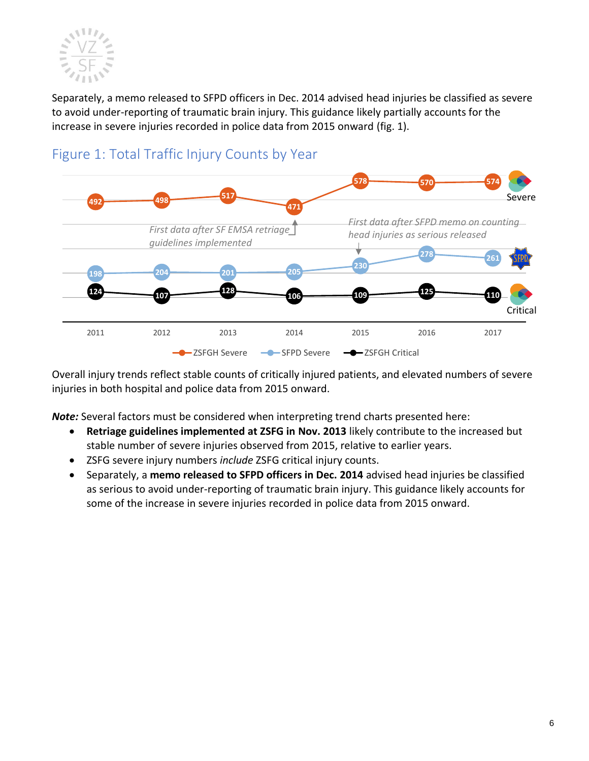Separately, a memo released to SFPD officers in Dec. 2014 advised head injuries be classified as severe to avoid under-reporting of traumatic brain injury. This guidance likely partially accounts for the increase in severe injuries recorded in police data from 2015 onward (fig. 1).

## Figure 1: Total Traffic Injury Counts by Year

| Year | ZSFGH Severe | SFPD Severe | ZSFGH Critical |
|---|---|---|---|
| 2011 | 492 | 198 | 124 |
| 2012 | 498 | 204 | 107 |
| 2013 | 517 | 201 | 128 |
| 2014 | 471 | 205 | 106 |
| 2015 | 578 | 230 | 109 |
| 2016 | 570 | 278 | 125 |
| 2017 | 574 | 261 | 110 |

*First data after SF EMSA retriage guidelines implemented* (2014)

*First data after SFPD memo on counting head injuries as serious released* (2015)

Overall injury trends reflect stable counts of critically injured patients, and elevated numbers of severe injuries in both hospital and police data from 2015 onward.

***Note:*** Several factors must be considered when interpreting trend charts presented here:

- **Retriage guidelines implemented at ZSFG in Nov. 2013** likely contribute to the increased but stable number of severe injuries observed from 2015, relative to earlier years.
- ZSFG severe injury numbers *include* ZSFG critical injury counts.
- Separately, a **memo released to SFPD officers in Dec. 2014** advised head injuries be classified as serious to avoid under-reporting of traumatic brain injury. This guidance likely accounts for some of the increase in severe injuries recorded in police data from 2015 onward.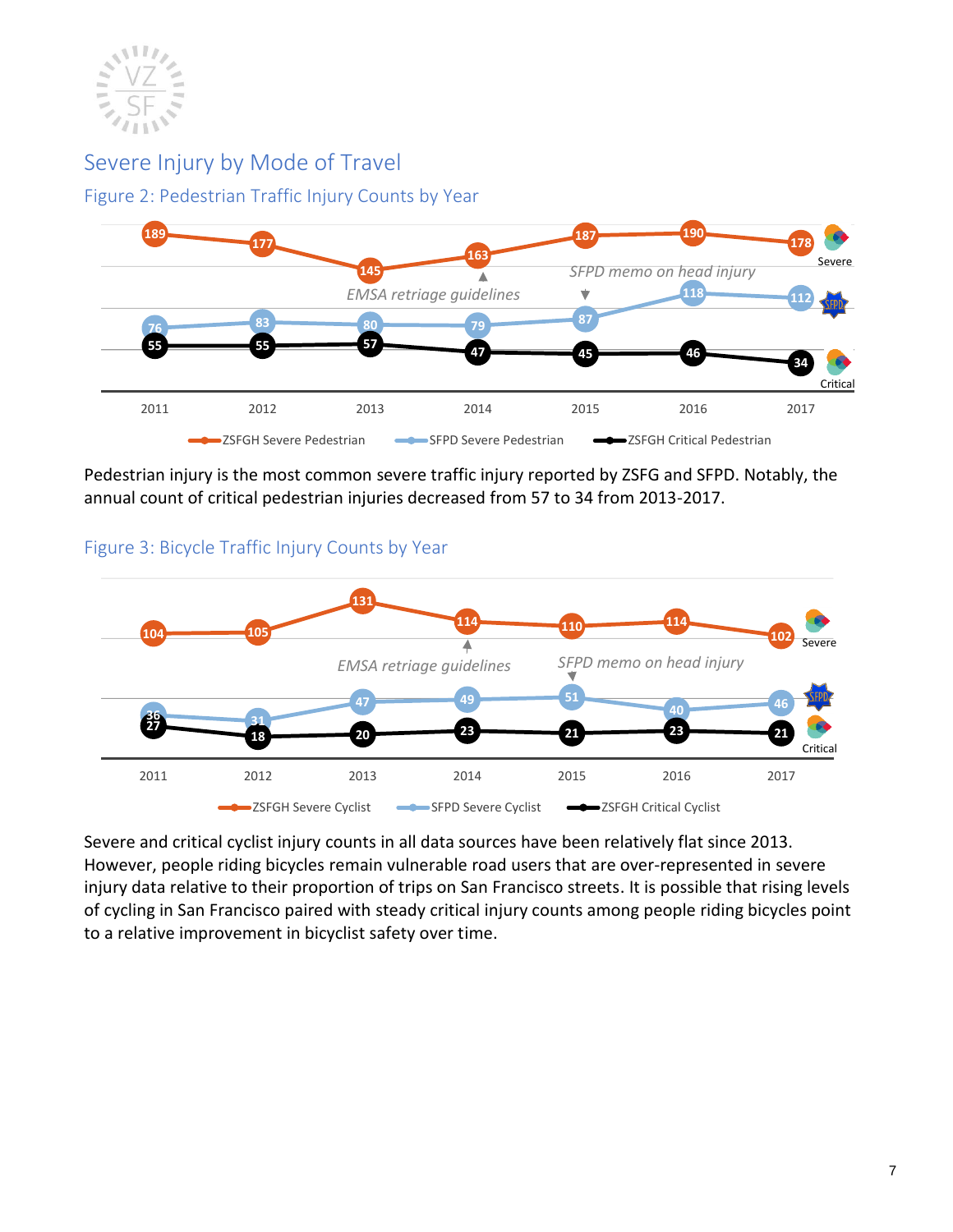## Severe Injury by Mode of Travel

### Figure 2: Pedestrian Traffic Injury Counts by Year

| | 2011 | 2012 | 2013 | 2014 | 2015 | 2016 | 2017 |
|---|---|---|---|---|---|---|---|
| ZSFGH Severe Pedestrian | 189 | 177 | 145 | 163 | 187 | 190 | 178 |
| SFPD Severe Pedestrian | 76 | 83 | 80 | 79 | 87 | 118 | 112 |
| ZSFGH Critical Pedestrian | 55 | 55 | 57 | 47 | 45 | 46 | 34 |

*EMSA retriage guidelines* (2014); *SFPD memo on head injury* (2015)

Pedestrian injury is the most common severe traffic injury reported by ZSFG and SFPD. Notably, the annual count of critical pedestrian injuries decreased from 57 to 34 from 2013-2017.

### Figure 3: Bicycle Traffic Injury Counts by Year

| | 2011 | 2012 | 2013 | 2014 | 2015 | 2016 | 2017 |
|---|---|---|---|---|---|---|---|
| ZSFGH Severe Cyclist | 104 | 105 | 131 | 114 | 110 | 114 | 102 |
| SFPD Severe Cyclist | 36 | 31 | 47 | 49 | 51 | 40 | 46 |
| ZSFGH Critical Cyclist | 27 | 18 | 20 | 23 | 21 | 23 | 21 |

*EMSA retriage guidelines* (2014); *SFPD memo on head injury* (2015)

Severe and critical cyclist injury counts in all data sources have been relatively flat since 2013. However, people riding bicycles remain vulnerable road users that are over-represented in severe injury data relative to their proportion of trips on San Francisco streets. It is possible that rising levels of cycling in San Francisco paired with steady critical injury counts among people riding bicycles point to a relative improvement in bicyclist safety over time.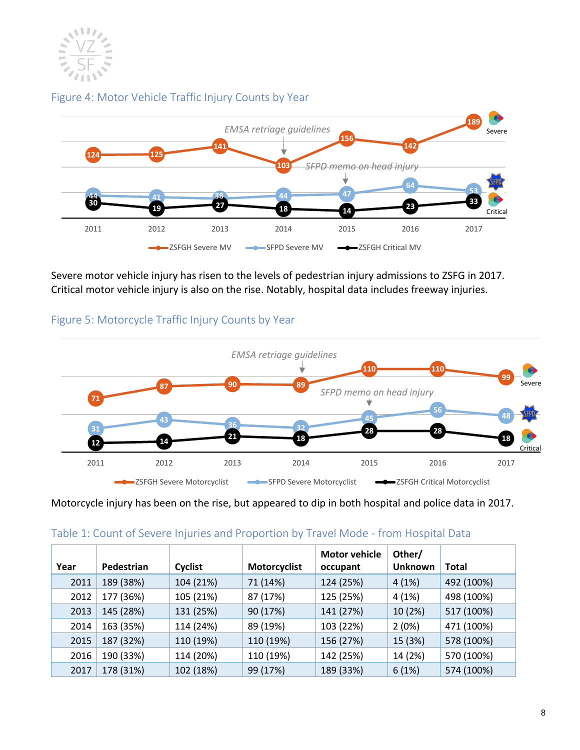Figure 4: Motor Vehicle Traffic Injury Counts by Year

Severe motor vehicle injury has risen to the levels of pedestrian injury admissions to ZSFG in 2017. Critical motor vehicle injury is also on the rise. Notably, hospital data includes freeway injuries.

Figure 5: Motorcycle Traffic Injury Counts by Year

Motorcycle injury has been on the rise, but appeared to dip in both hospital and police data in 2017.

Table 1: Count of Severe Injuries and Proportion by Travel Mode - from Hospital Data

| Year | Pedestrian | Cyclist | Motorcyclist | Motor vehicle occupant | Other/ Unknown | Total |
|---|---|---|---|---|---|---|
| 2011 | 189 (38%) | 104 (21%) | 71 (14%) | 124 (25%) | 4 (1%) | 492 (100%) |
| 2012 | 177 (36%) | 105 (21%) | 87 (17%) | 125 (25%) | 4 (1%) | 498 (100%) |
| 2013 | 145 (28%) | 131 (25%) | 90 (17%) | 141 (27%) | 10 (2%) | 517 (100%) |
| 2014 | 163 (35%) | 114 (24%) | 89 (19%) | 103 (22%) | 2 (0%) | 471 (100%) |
| 2015 | 187 (32%) | 110 (19%) | 110 (19%) | 156 (27%) | 15 (3%) | 578 (100%) |
| 2016 | 190 (33%) | 114 (20%) | 110 (19%) | 142 (25%) | 14 (2%) | 570 (100%) |
| 2017 | 178 (31%) | 102 (18%) | 99 (17%) | 189 (33%) | 6 (1%) | 574 (100%) |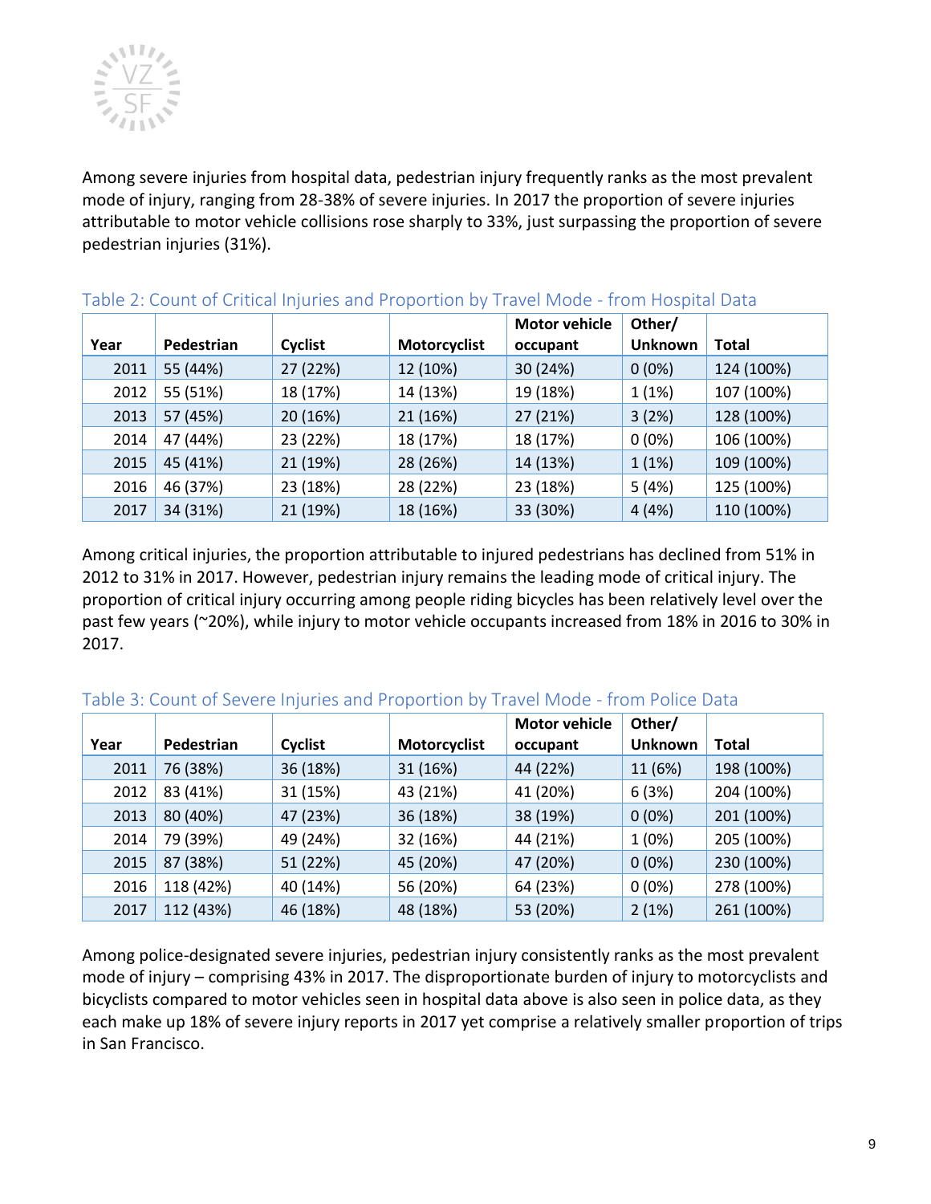Among severe injuries from hospital data, pedestrian injury frequently ranks as the most prevalent mode of injury, ranging from 28-38% of severe injuries. In 2017 the proportion of severe injuries attributable to motor vehicle collisions rose sharply to 33%, just surpassing the proportion of severe pedestrian injuries (31%).

### Table 2: Count of Critical Injuries and Proportion by Travel Mode - from Hospital Data

| Year | Pedestrian | Cyclist | Motorcyclist | Motor vehicle occupant | Other/ Unknown | Total |
|---|---|---|---|---|---|---|
| 2011 | 55 (44%) | 27 (22%) | 12 (10%) | 30 (24%) | 0 (0%) | 124 (100%) |
| 2012 | 55 (51%) | 18 (17%) | 14 (13%) | 19 (18%) | 1 (1%) | 107 (100%) |
| 2013 | 57 (45%) | 20 (16%) | 21 (16%) | 27 (21%) | 3 (2%) | 128 (100%) |
| 2014 | 47 (44%) | 23 (22%) | 18 (17%) | 18 (17%) | 0 (0%) | 106 (100%) |
| 2015 | 45 (41%) | 21 (19%) | 28 (26%) | 14 (13%) | 1 (1%) | 109 (100%) |
| 2016 | 46 (37%) | 23 (18%) | 28 (22%) | 23 (18%) | 5 (4%) | 125 (100%) |
| 2017 | 34 (31%) | 21 (19%) | 18 (16%) | 33 (30%) | 4 (4%) | 110 (100%) |

Among critical injuries, the proportion attributable to injured pedestrians has declined from 51% in 2012 to 31% in 2017. However, pedestrian injury remains the leading mode of critical injury. The proportion of critical injury occurring among people riding bicycles has been relatively level over the past few years (~20%), while injury to motor vehicle occupants increased from 18% in 2016 to 30% in 2017.

### Table 3: Count of Severe Injuries and Proportion by Travel Mode - from Police Data

| Year | Pedestrian | Cyclist | Motorcyclist | Motor vehicle occupant | Other/ Unknown | Total |
|---|---|---|---|---|---|---|
| 2011 | 76 (38%) | 36 (18%) | 31 (16%) | 44 (22%) | 11 (6%) | 198 (100%) |
| 2012 | 83 (41%) | 31 (15%) | 43 (21%) | 41 (20%) | 6 (3%) | 204 (100%) |
| 2013 | 80 (40%) | 47 (23%) | 36 (18%) | 38 (19%) | 0 (0%) | 201 (100%) |
| 2014 | 79 (39%) | 49 (24%) | 32 (16%) | 44 (21%) | 1 (0%) | 205 (100%) |
| 2015 | 87 (38%) | 51 (22%) | 45 (20%) | 47 (20%) | 0 (0%) | 230 (100%) |
| 2016 | 118 (42%) | 40 (14%) | 56 (20%) | 64 (23%) | 0 (0%) | 278 (100%) |
| 2017 | 112 (43%) | 46 (18%) | 48 (18%) | 53 (20%) | 2 (1%) | 261 (100%) |

Among police-designated severe injuries, pedestrian injury consistently ranks as the most prevalent mode of injury – comprising 43% in 2017. The disproportionate burden of injury to motorcyclists and bicyclists compared to motor vehicles seen in hospital data above is also seen in police data, as they each make up 18% of severe injury reports in 2017 yet comprise a relatively smaller proportion of trips in San Francisco.